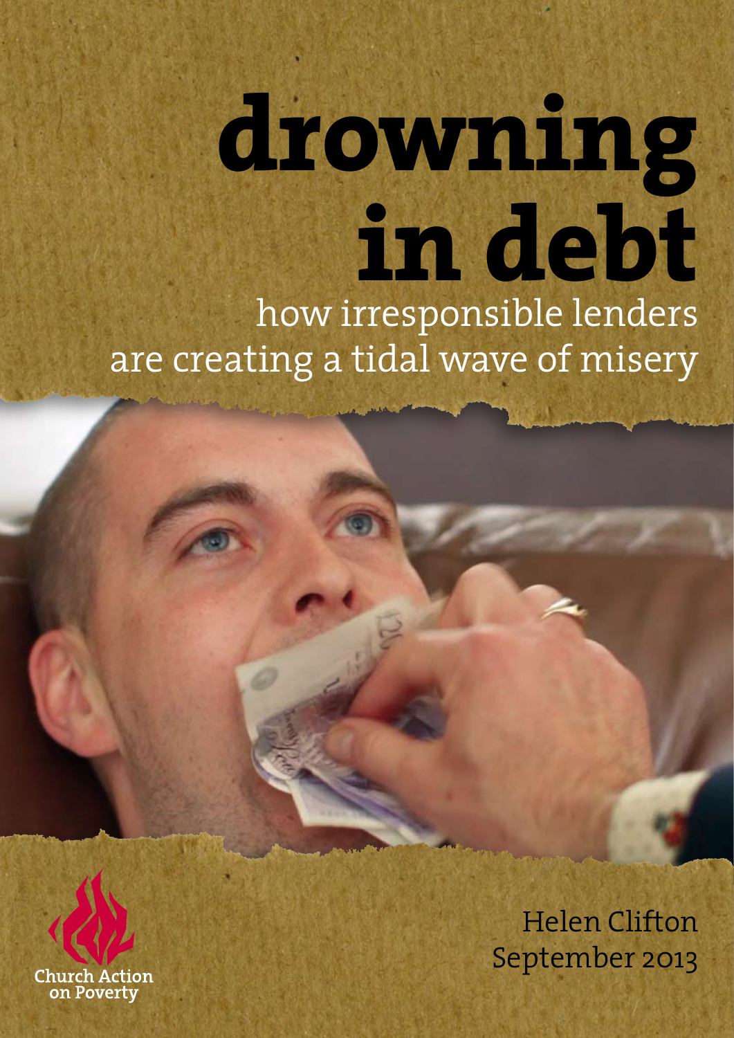# drowning in debt

## how irresponsible lenders are creating a tidal wave of misery

Church Action on Poverty

Helen Clifton

September 2013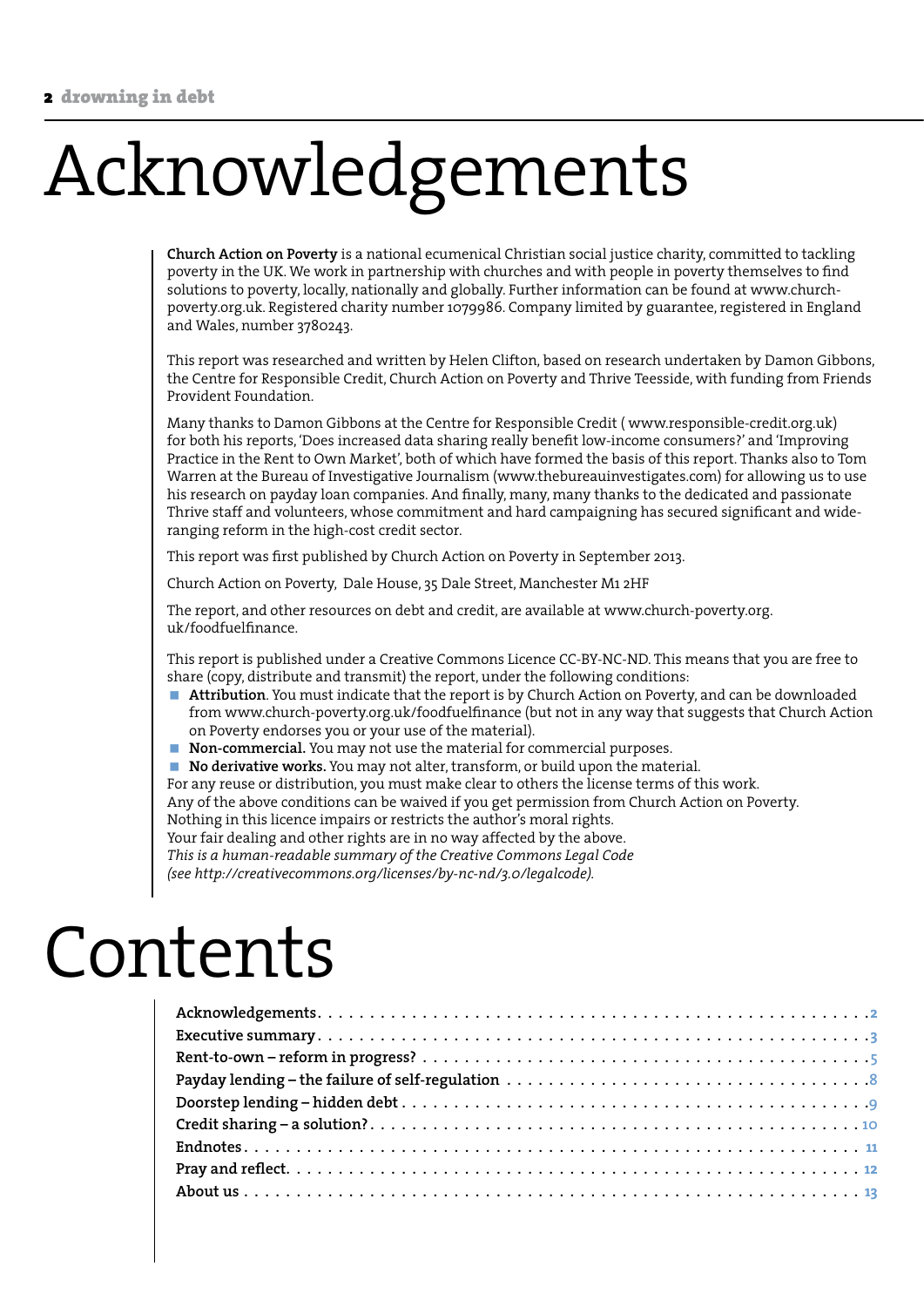# Acknowledgements

**Church Action on Poverty** is a national ecumenical Christian social justice charity, committed to tackling poverty in the UK. We work in partnership with churches and with people in poverty themselves to find solutions to poverty, locally, nationally and globally. Further information can be found at www.church-poverty.org.uk. Registered charity number 1079986. Company limited by guarantee, registered in England and Wales, number 3780243.

This report was researched and written by Helen Clifton, based on research undertaken by Damon Gibbons, the Centre for Responsible Credit, Church Action on Poverty and Thrive Teesside, with funding from Friends Provident Foundation.

Many thanks to Damon Gibbons at the Centre for Responsible Credit ( www.responsible-credit.org.uk) for both his reports, 'Does increased data sharing really benefit low-income consumers?' and 'Improving Practice in the Rent to Own Market', both of which have formed the basis of this report. Thanks also to Tom Warren at the Bureau of Investigative Journalism (www.thebureauinvestigates.com) for allowing us to use his research on payday loan companies. And finally, many, many thanks to the dedicated and passionate Thrive staff and volunteers, whose commitment and hard campaigning has secured significant and wide-ranging reform in the high-cost credit sector.

This report was first published by Church Action on Poverty in September 2013.

Church Action on Poverty, Dale House, 35 Dale Street, Manchester M1 2HF

The report, and other resources on debt and credit, are available at www.church-poverty.org.uk/foodfuelfinance.

This report is published under a Creative Commons Licence CC-BY-NC-ND. This means that you are free to share (copy, distribute and transmit) the report, under the following conditions:

- **Attribution**. You must indicate that the report is by Church Action on Poverty, and can be downloaded from www.church-poverty.org.uk/foodfuelfinance (but not in any way that suggests that Church Action on Poverty endorses you or your use of the material).
- **Non-commercial.** You may not use the material for commercial purposes.
- **No derivative works.** You may not alter, transform, or build upon the material.

For any reuse or distribution, you must make clear to others the license terms of this work.
Any of the above conditions can be waived if you get permission from Church Action on Poverty.
Nothing in this licence impairs or restricts the author's moral rights.
Your fair dealing and other rights are in no way affected by the above.
*This is a human-readable summary of the Creative Commons Legal Code (see http://creativecommons.org/licenses/by-nc-nd/3.0/legalcode).*

# Contents

| Section | Page |
|---|---|
| **Acknowledgements** | 2 |
| **Executive summary** | 3 |
| **Rent-to-own – reform in progress?** | 5 |
| **Payday lending – the failure of self-regulation** | 8 |
| **Doorstep lending – hidden debt** | 9 |
| **Credit sharing – a solution?** | 10 |
| **Endnotes** | 11 |
| **Pray and reflect** | 12 |
| **About us** | 13 |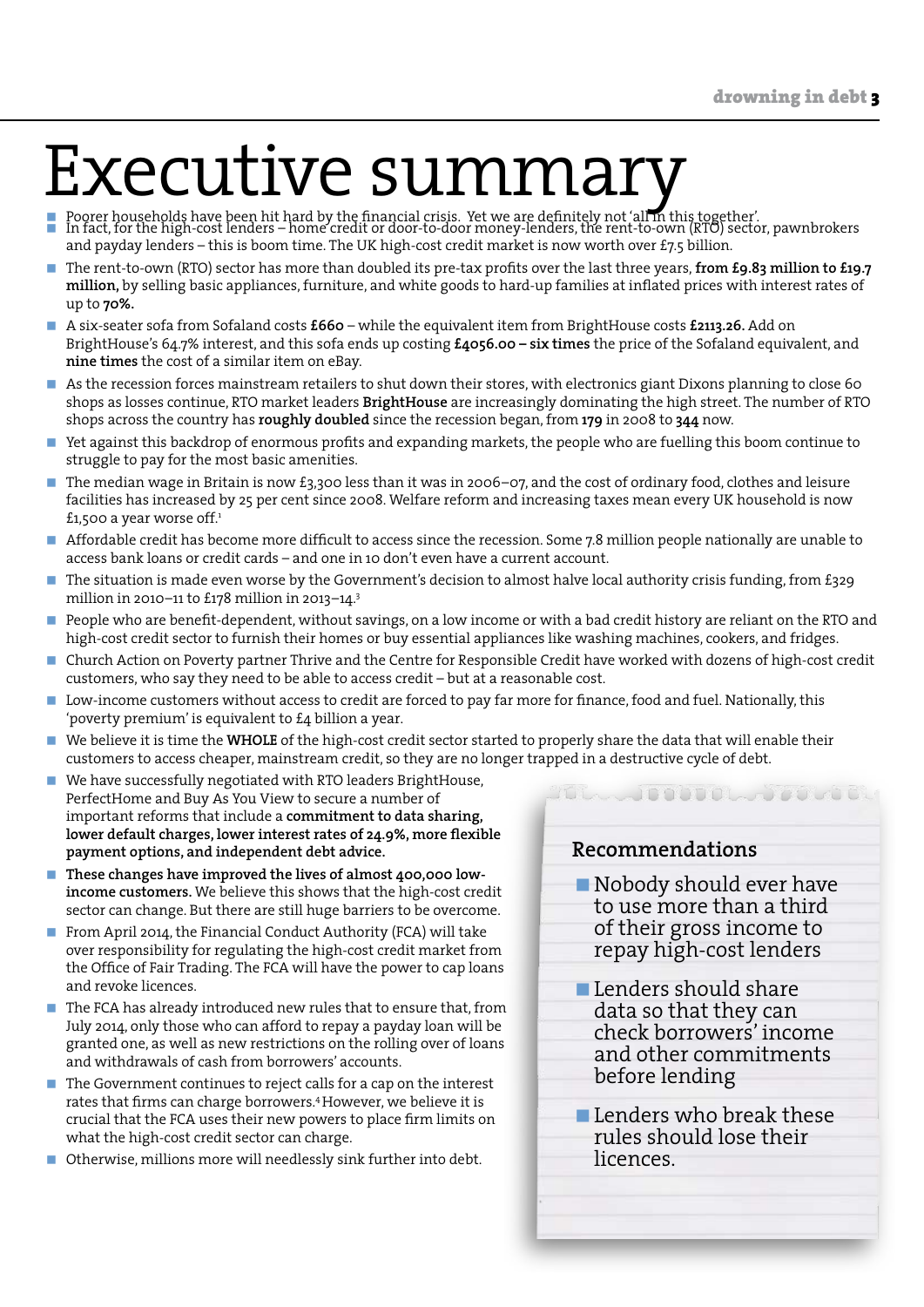# Executive summary

- Poorer households have been hit hard by the financial crisis. Yet we are definitely not 'all in this together'.
- In fact, for the high-cost lenders – home credit or door-to-door money-lenders, the rent-to-own (RTO) sector, pawnbrokers and payday lenders – this is boom time. The UK high-cost credit market is now worth over £7.5 billion.
- The rent-to-own (RTO) sector has more than doubled its pre-tax profits over the last three years, **from £9.83 million to £19.7 million,** by selling basic appliances, furniture, and white goods to hard-up families at inflated prices with interest rates of up to **70%.**
- A six-seater sofa from Sofaland costs **£660** – while the equivalent item from BrightHouse costs **£2113.26.** Add on BrightHouse's 64.7% interest, and this sofa ends up costing **£4056.00 – six times** the price of the Sofaland equivalent, and **nine times** the cost of a similar item on eBay.
- As the recession forces mainstream retailers to shut down their stores, with electronics giant Dixons planning to close 60 shops as losses continue, RTO market leaders **BrightHouse** are increasingly dominating the high street. The number of RTO shops across the country has **roughly doubled** since the recession began, from **179** in 2008 to **344** now.
- Yet against this backdrop of enormous profits and expanding markets, the people who are fuelling this boom continue to struggle to pay for the most basic amenities.
- The median wage in Britain is now £3,300 less than it was in 2006–07, and the cost of ordinary food, clothes and leisure facilities has increased by 25 per cent since 2008. Welfare reform and increasing taxes mean every UK household is now £1,500 a year worse off.[1]
- Affordable credit has become more difficult to access since the recession. Some 7.8 million people nationally are unable to access bank loans or credit cards – and one in 10 don't even have a current account.
- The situation is made even worse by the Government's decision to almost halve local authority crisis funding, from £329 million in 2010–11 to £178 million in 2013–14.[3]
- People who are benefit-dependent, without savings, on a low income or with a bad credit history are reliant on the RTO and high-cost credit sector to furnish their homes or buy essential appliances like washing machines, cookers, and fridges.
- Church Action on Poverty partner Thrive and the Centre for Responsible Credit have worked with dozens of high-cost credit customers, who say they need to be able to access credit – but at a reasonable cost.
- Low-income customers without access to credit are forced to pay far more for finance, food and fuel. Nationally, this 'poverty premium' is equivalent to £4 billion a year.
- We believe it is time the **WHOLE** of the high-cost credit sector started to properly share the data that will enable their customers to access cheaper, mainstream credit, so they are no longer trapped in a destructive cycle of debt.
- We have successfully negotiated with RTO leaders BrightHouse, PerfectHome and Buy As You View to secure a number of important reforms that include a **commitment to data sharing, lower default charges, lower interest rates of 24.9%, more flexible payment options, and independent debt advice.**
- **These changes have improved the lives of almost 400,000 low-income customers.** We believe this shows that the high-cost credit sector can change. But there are still huge barriers to be overcome.
- From April 2014, the Financial Conduct Authority (FCA) will take over responsibility for regulating the high-cost credit market from the Office of Fair Trading. The FCA will have the power to cap loans and revoke licences.
- The FCA has already introduced new rules that to ensure that, from July 2014, only those who can afford to repay a payday loan will be granted one, as well as new restrictions on the rolling over of loans and withdrawals of cash from borrowers' accounts.
- The Government continues to reject calls for a cap on the interest rates that firms can charge borrowers.[4] However, we believe it is crucial that the FCA uses their new powers to place firm limits on what the high-cost credit sector can charge.
- Otherwise, millions more will needlessly sink further into debt.

## Recommendations

- Nobody should ever have to use more than a third of their gross income to repay high-cost lenders
- Lenders should share data so that they can check borrowers' income and other commitments before lending
- Lenders who break these rules should lose their licences.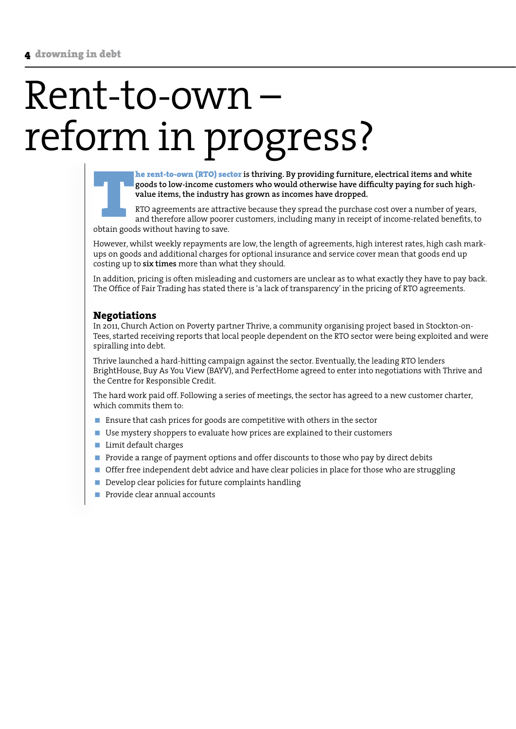# Rent-to-own – reform in progress?

**The rent-to-own (RTO) sector is thriving. By providing furniture, electrical items and white goods to low-income customers who would otherwise have difficulty paying for such high-value items, the industry has grown as incomes have dropped.**

RTO agreements are attractive because they spread the purchase cost over a number of years, and therefore allow poorer customers, including many in receipt of income-related benefits, to obtain goods without having to save.

However, whilst weekly repayments are low, the length of agreements, high interest rates, high cash mark-ups on goods and additional charges for optional insurance and service cover mean that goods end up costing up to **six times** more than what they should.

In addition, pricing is often misleading and customers are unclear as to what exactly they have to pay back. The Office of Fair Trading has stated there is 'a lack of transparency' in the pricing of RTO agreements.

### Negotiations

In 2011, Church Action on Poverty partner Thrive, a community organising project based in Stockton-on-Tees, started receiving reports that local people dependent on the RTO sector were being exploited and were spiralling into debt.

Thrive launched a hard-hitting campaign against the sector. Eventually, the leading RTO lenders BrightHouse, Buy As You View (BAYV), and PerfectHome agreed to enter into negotiations with Thrive and the Centre for Responsible Credit.

The hard work paid off. Following a series of meetings, the sector has agreed to a new customer charter, which commits them to:

- Ensure that cash prices for goods are competitive with others in the sector
- Use mystery shoppers to evaluate how prices are explained to their customers
- Limit default charges
- Provide a range of payment options and offer discounts to those who pay by direct debits
- Offer free independent debt advice and have clear policies in place for those who are struggling
- Develop clear policies for future complaints handling
- Provide clear annual accounts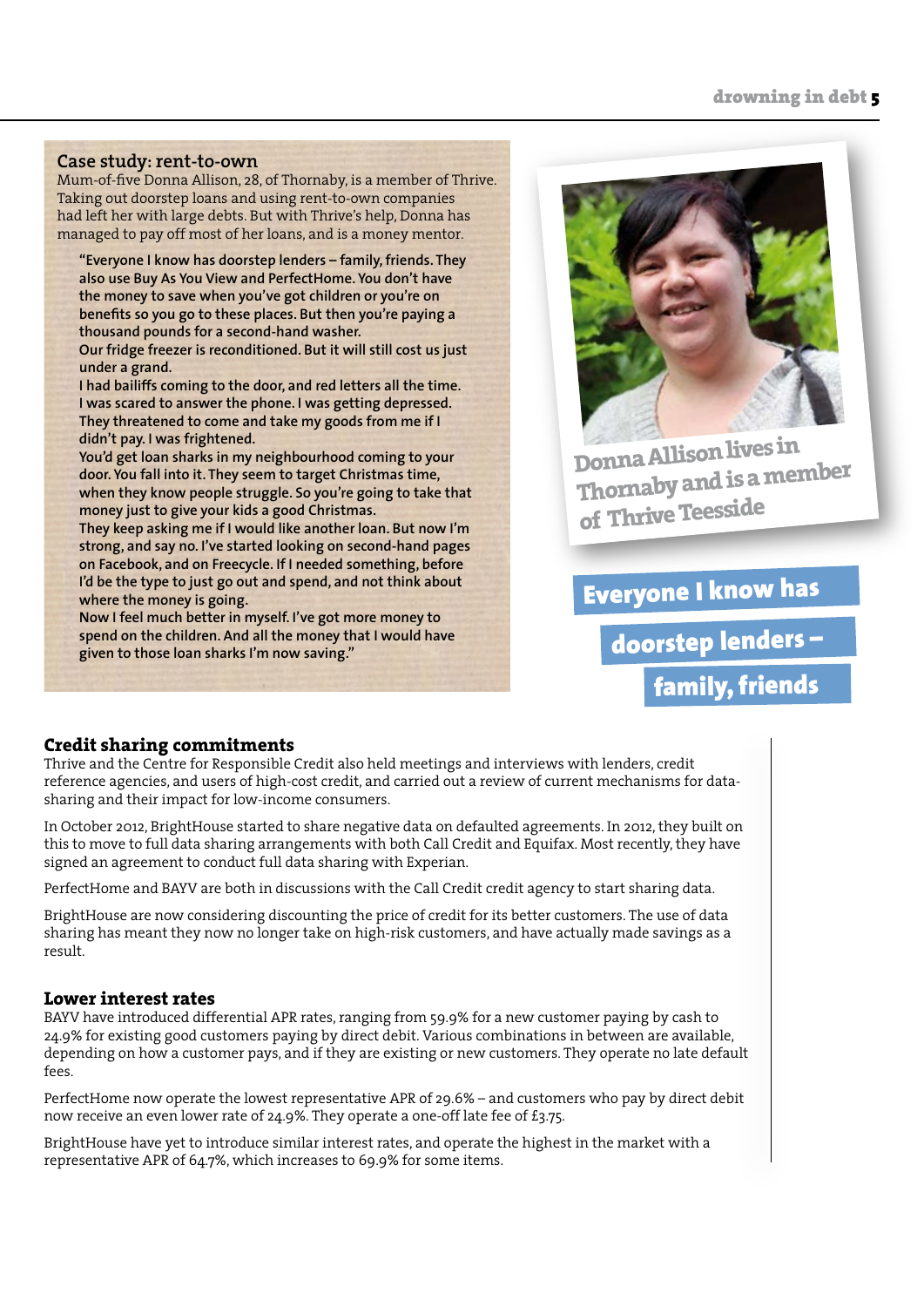## Case study: rent-to-own

Mum-of-five Donna Allison, 28, of Thornaby, is a member of Thrive. Taking out doorstep loans and using rent-to-own companies had left her with large debts. But with Thrive's help, Donna has managed to pay off most of her loans, and is a money mentor.

> **"Everyone I know has doorstep lenders – family, friends. They also use Buy As You View and PerfectHome. You don't have the money to save when you've got children or you're on benefits so you go to these places. But then you're paying a thousand pounds for a second-hand washer.**
>
> **Our fridge freezer is reconditioned. But it will still cost us just under a grand.**
>
> **I had bailiffs coming to the door, and red letters all the time. I was scared to answer the phone. I was getting depressed. They threatened to come and take my goods from me if I didn't pay. I was frightened.**
>
> **You'd get loan sharks in my neighbourhood coming to your door. You fall into it. They seem to target Christmas time, when they know people struggle. So you're going to take that money just to give your kids a good Christmas.**
>
> **They keep asking me if I would like another loan. But now I'm strong, and say no. I've started looking on second-hand pages on Facebook, and on Freecycle. If I needed something, before I'd be the type to just go out and spend, and not think about where the money is going.**
>
> **Now I feel much better in myself. I've got more money to spend on the children. And all the money that I would have given to those loan sharks I'm now saving."**

Donna Allison lives in Thornaby and is a member of Thrive Teesside

**Everyone I know has doorstep lenders – family, friends**

## Credit sharing commitments

Thrive and the Centre for Responsible Credit also held meetings and interviews with lenders, credit reference agencies, and users of high-cost credit, and carried out a review of current mechanisms for data-sharing and their impact for low-income consumers.

In October 2012, BrightHouse started to share negative data on defaulted agreements. In 2012, they built on this to move to full data sharing arrangements with both Call Credit and Equifax. Most recently, they have signed an agreement to conduct full data sharing with Experian.

PerfectHome and BAYV are both in discussions with the Call Credit credit agency to start sharing data.

BrightHouse are now considering discounting the price of credit for its better customers. The use of data sharing has meant they now no longer take on high-risk customers, and have actually made savings as a result.

## Lower interest rates

BAYV have introduced differential APR rates, ranging from 59.9% for a new customer paying by cash to 24.9% for existing good customers paying by direct debit. Various combinations in between are available, depending on how a customer pays, and if they are existing or new customers. They operate no late default fees.

PerfectHome now operate the lowest representative APR of 29.6% – and customers who pay by direct debit now receive an even lower rate of 24.9%. They operate a one-off late fee of £3.75.

BrightHouse have yet to introduce similar interest rates, and operate the highest in the market with a representative APR of 64.7%, which increases to 69.9% for some items.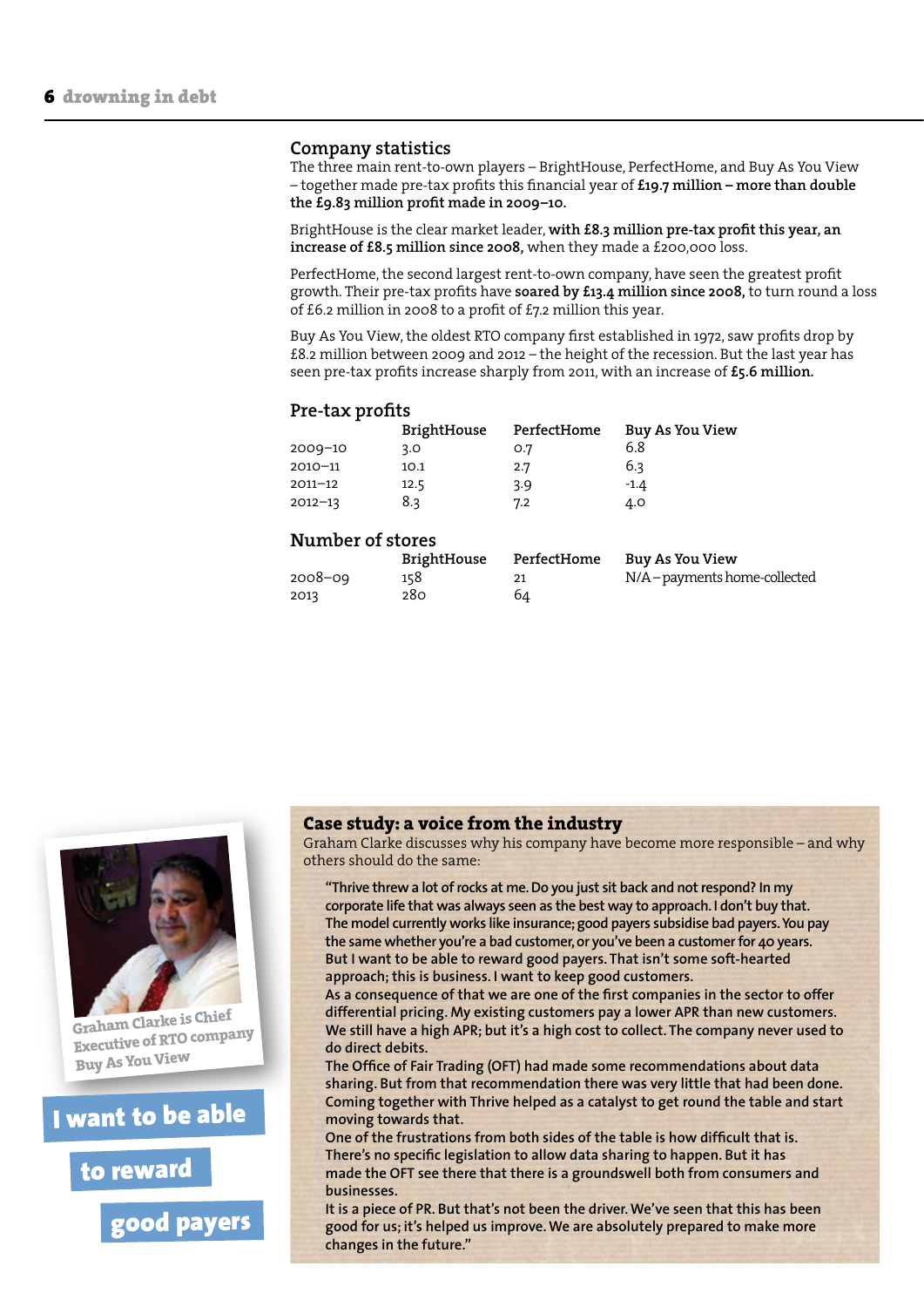## Company statistics

The three main rent-to-own players – BrightHouse, PerfectHome, and Buy As You View – together made pre-tax profits this financial year of **£19.7 million – more than double the £9.83 million profit made in 2009–10.**

BrightHouse is the clear market leader, **with £8.3 million pre-tax profit this year, an increase of £8.5 million since 2008,** when they made a £200,000 loss.

PerfectHome, the second largest rent-to-own company, have seen the greatest profit growth. Their pre-tax profits have **soared by £13.4 million since 2008,** to turn round a loss of £6.2 million in 2008 to a profit of £7.2 million this year.

Buy As You View, the oldest RTO company first established in 1972, saw profits drop by £8.2 million between 2009 and 2012 – the height of the recession. But the last year has seen pre-tax profits increase sharply from 2011, with an increase of **£5.6 million.**

### Pre-tax profits

| | BrightHouse | PerfectHome | Buy As You View |
|---|---|---|---|
| 2009–10 | 3.0 | 0.7 | 6.8 |
| 2010–11 | 10.1 | 2.7 | 6.3 |
| 2011–12 | 12.5 | 3.9 | -1.4 |
| 2012–13 | 8.3 | 7.2 | 4.0 |

### Number of stores

| | BrightHouse | PerfectHome | Buy As You View |
|---|---|---|---|
| 2008–09 | 158 | 21 | N/A – payments home-collected |
| 2013 | 280 | 64 | |

Graham Clarke is Chief Executive of RTO company Buy As You View

**I want to be able to reward good payers**

### Case study: a voice from the industry

Graham Clarke discusses why his company have become more responsible – and why others should do the same:

"Thrive threw a lot of rocks at me. Do you just sit back and not respond? In my corporate life that was always seen as the best way to approach. I don't buy that. The model currently works like insurance; good payers subsidise bad payers. You pay the same whether you're a bad customer, or you've been a customer for 40 years. But I want to be able to reward good payers. That isn't some soft-hearted approach; this is business. I want to keep good customers.

As a consequence of that we are one of the first companies in the sector to offer differential pricing. My existing customers pay a lower APR than new customers. We still have a high APR; but it's a high cost to collect. The company never used to do direct debits.

The Office of Fair Trading (OFT) had made some recommendations about data sharing. But from that recommendation there was very little that had been done. Coming together with Thrive helped as a catalyst to get round the table and start moving towards that.

One of the frustrations from both sides of the table is how difficult that is. There's no specific legislation to allow data sharing to happen. But it has made the OFT see there that there is a groundswell both from consumers and businesses.

It is a piece of PR. But that's not been the driver. We've seen that this has been good for us; it's helped us improve. We are absolutely prepared to make more changes in the future."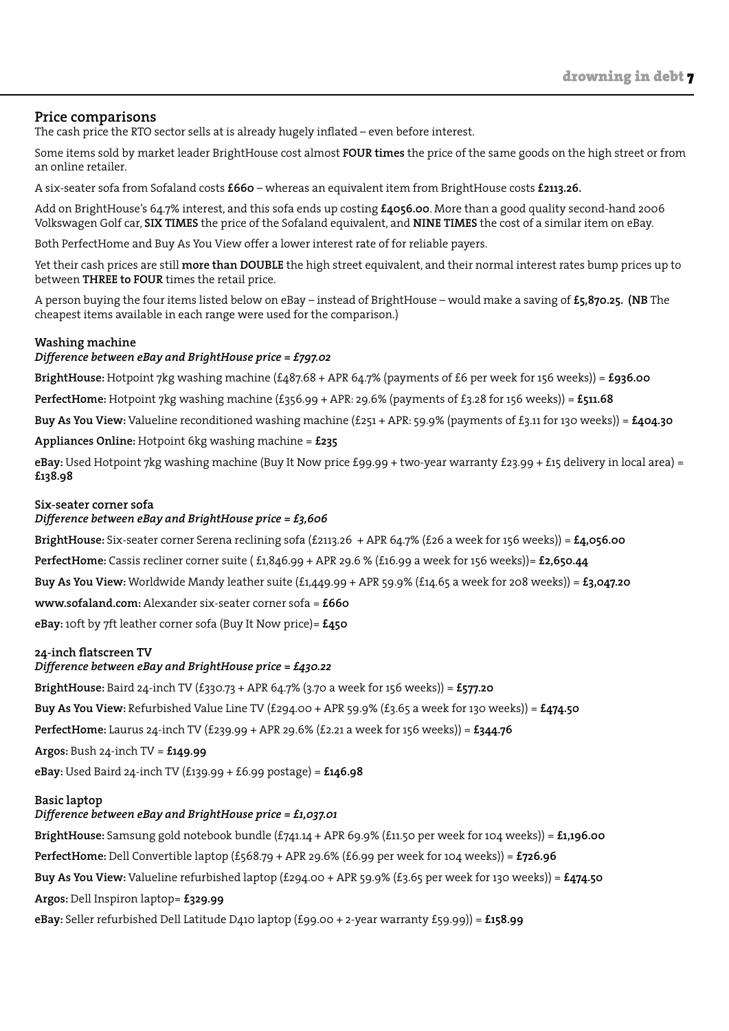## Price comparisons

The cash price the RTO sector sells at is already hugely inflated – even before interest.

Some items sold by market leader BrightHouse cost almost **FOUR times** the price of the same goods on the high street or from an online retailer.

A six-seater sofa from Sofaland costs **£660** – whereas an equivalent item from BrightHouse costs **£2113.26.**

Add on BrightHouse's 64.7% interest, and this sofa ends up costing **£4056.00**. More than a good quality second-hand 2006 Volkswagen Golf car, **SIX TIMES** the price of the Sofaland equivalent, and **NINE TIMES** the cost of a similar item on eBay.

Both PerfectHome and Buy As You View offer a lower interest rate of for reliable payers.

Yet their cash prices are still **more than DOUBLE** the high street equivalent, and their normal interest rates bump prices up to between **THREE to FOUR** times the retail price.

A person buying the four items listed below on eBay – instead of BrightHouse – would make a saving of **£5,870.25. (NB** The cheapest items available in each range were used for the comparison.)

### Washing machine

*Difference between eBay and BrightHouse price = £797.02*

**BrightHouse:** Hotpoint 7kg washing machine (£487.68 + APR 64.7% (payments of £6 per week for 156 weeks)) = **£936.00**

**PerfectHome:** Hotpoint 7kg washing machine (£356.99 + APR: 29.6% (payments of £3.28 for 156 weeks)) = **£511.68**

**Buy As You View:** Valueline reconditioned washing machine (£251 + APR: 59.9% (payments of £3.11 for 130 weeks)) = **£404.30**

**Appliances Online:** Hotpoint 6kg washing machine = **£235**

**eBay:** Used Hotpoint 7kg washing machine (Buy It Now price £99.99 + two-year warranty £23.99 + £15 delivery in local area) = **£138.98**

### Six-seater corner sofa

*Difference between eBay and BrightHouse price = £3,606*

**BrightHouse:** Six-seater corner Serena reclining sofa (£2113.26 + APR 64.7% (£26 a week for 156 weeks)) = **£4,056.00**

**PerfectHome:** Cassis recliner corner suite ( £1,846.99 + APR 29.6 % (£16.99 a week for 156 weeks))= **£2,650.44**

**Buy As You View:** Worldwide Mandy leather suite (£1,449.99 + APR 59.9% (£14.65 a week for 208 weeks)) = **£3,047.20**

**www.sofaland.com:** Alexander six-seater corner sofa = **£660**

**eBay:** 10ft by 7ft leather corner sofa (Buy It Now price)= **£450**

### 24-inch flatscreen TV

*Difference between eBay and BrightHouse price = £430.22*

**BrightHouse:** Baird 24-inch TV (£330.73 + APR 64.7% (3.70 a week for 156 weeks)) = **£577.20**

**Buy As You View:** Refurbished Value Line TV (£294.00 + APR 59.9% (£3.65 a week for 130 weeks)) = **£474.50**

**PerfectHome:** Laurus 24-inch TV (£239.99 + APR 29.6% (£2.21 a week for 156 weeks)) = **£344.76**

**Argos:** Bush 24-inch TV = **£149.99**

**eBay:** Used Baird 24-inch TV (£139.99 + £6.99 postage) = **£146.98**

### Basic laptop

*Difference between eBay and BrightHouse price = £1,037.01*

**BrightHouse:** Samsung gold notebook bundle (£741.14 + APR 69.9% (£11.50 per week for 104 weeks)) = **£1,196.00**

**PerfectHome:** Dell Convertible laptop (£568.79 + APR 29.6% (£6.99 per week for 104 weeks)) = **£726.96**

**Buy As You View:** Valueline refurbished laptop (£294.00 + APR 59.9% (£3.65 per week for 130 weeks)) = **£474.50**

**Argos:** Dell Inspiron laptop= **£329.99**

**eBay:** Seller refurbished Dell Latitude D410 laptop (£99.00 + 2-year warranty £59.99)) = **£158.99**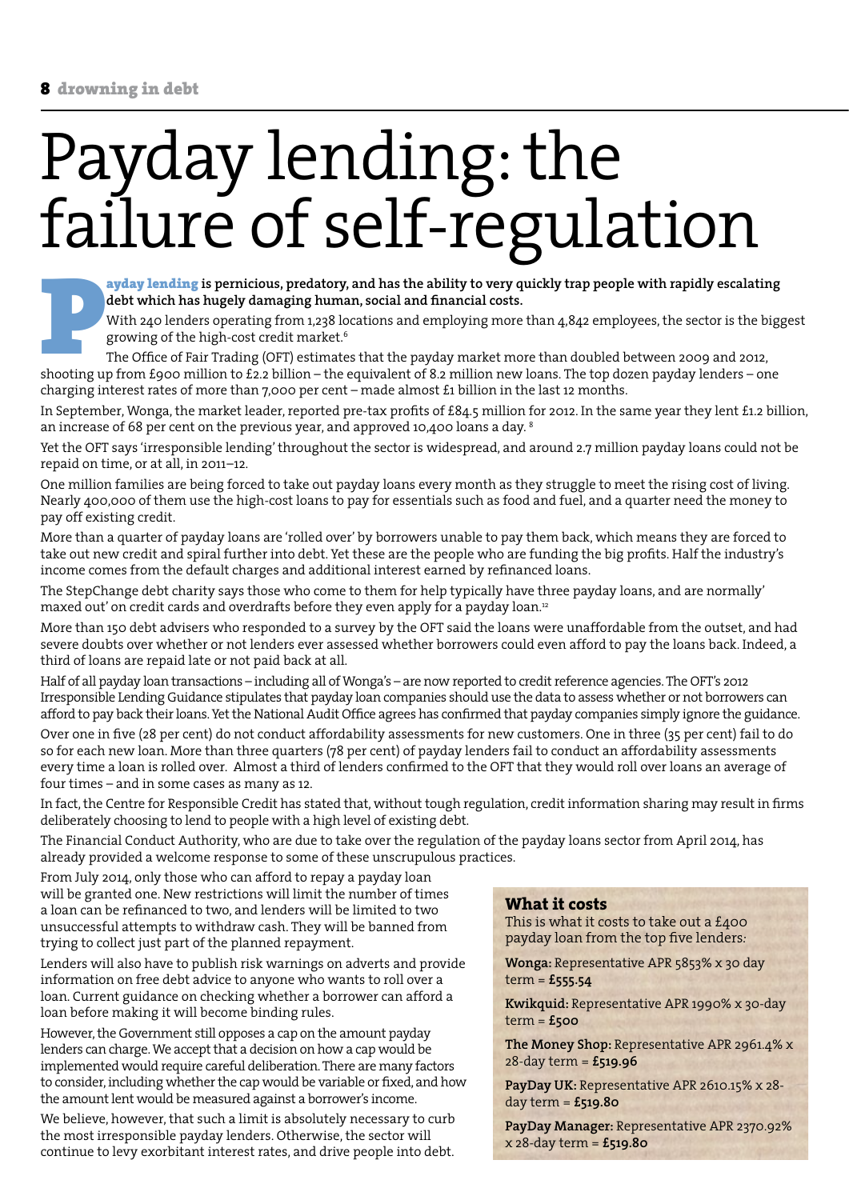# Payday lending: the failure of self-regulation

**Payday lending is pernicious, predatory, and has the ability to very quickly trap people with rapidly escalating debt which has hugely damaging human, social and financial costs.**

With 240 lenders operating from 1,238 locations and employing more than 4,842 employees, the sector is the biggest growing of the high-cost credit market.[6]

The Office of Fair Trading (OFT) estimates that the payday market more than doubled between 2009 and 2012, shooting up from £900 million to £2.2 billion – the equivalent of 8.2 million new loans. The top dozen payday lenders – one charging interest rates of more than 7,000 per cent – made almost £1 billion in the last 12 months.

In September, Wonga, the market leader, reported pre-tax profits of £84.5 million for 2012. In the same year they lent £1.2 billion, an increase of 68 per cent on the previous year, and approved 10,400 loans a day.[8]

Yet the OFT says 'irresponsible lending' throughout the sector is widespread, and around 2.7 million payday loans could not be repaid on time, or at all, in 2011–12.

One million families are being forced to take out payday loans every month as they struggle to meet the rising cost of living. Nearly 400,000 of them use the high-cost loans to pay for essentials such as food and fuel, and a quarter need the money to pay off existing credit.

More than a quarter of payday loans are 'rolled over' by borrowers unable to pay them back, which means they are forced to take out new credit and spiral further into debt. Yet these are the people who are funding the big profits. Half the industry's income comes from the default charges and additional interest earned by refinanced loans.

The StepChange debt charity says those who come to them for help typically have three payday loans, and are normally 'maxed out' on credit cards and overdrafts before they even apply for a payday loan.[12]

More than 150 debt advisers who responded to a survey by the OFT said the loans were unaffordable from the outset, and had severe doubts over whether or not lenders ever assessed whether borrowers could even afford to pay the loans back. Indeed, a third of loans are repaid late or not paid back at all.

Half of all payday loan transactions – including all of Wonga's – are now reported to credit reference agencies. The OFT's 2012 Irresponsible Lending Guidance stipulates that payday loan companies should use the data to assess whether or not borrowers can afford to pay back their loans. Yet the National Audit Office agrees has confirmed that payday companies simply ignore the guidance.

Over one in five (28 per cent) do not conduct affordability assessments for new customers. One in three (35 per cent) fail to do so for each new loan. More than three quarters (78 per cent) of payday lenders fail to conduct an affordability assessments every time a loan is rolled over. Almost a third of lenders confirmed to the OFT that they would roll over loans an average of four times – and in some cases as many as 12.

In fact, the Centre for Responsible Credit has stated that, without tough regulation, credit information sharing may result in firms deliberately choosing to lend to people with a high level of existing debt.

The Financial Conduct Authority, who are due to take over the regulation of the payday loans sector from April 2014, has already provided a welcome response to some of these unscrupulous practices.

From July 2014, only those who can afford to repay a payday loan will be granted one. New restrictions will limit the number of times a loan can be refinanced to two, and lenders will be limited to two unsuccessful attempts to withdraw cash. They will be banned from trying to collect just part of the planned repayment.

Lenders will also have to publish risk warnings on adverts and provide information on free debt advice to anyone who wants to roll over a loan. Current guidance on checking whether a borrower can afford a loan before making it will become binding rules.

However, the Government still opposes a cap on the amount payday lenders can charge. We accept that a decision on how a cap would be implemented would require careful deliberation. There are many factors to consider, including whether the cap would be variable or fixed, and how the amount lent would be measured against a borrower's income.

We believe, however, that such a limit is absolutely necessary to curb the most irresponsible payday lenders. Otherwise, the sector will continue to levy exorbitant interest rates, and drive people into debt.

### What it costs

This is what it costs to take out a £400 payday loan from the top five lenders:

**Wonga:** Representative APR 5853% x 30 day term = **£555.54**

**Kwikquid:** Representative APR 1990% x 30-day term = **£500**

**The Money Shop:** Representative APR 2961.4% x 28-day term = **£519.96**

**PayDay UK:** Representative APR 2610.15% x 28-day term = **£519.80**

**PayDay Manager:** Representative APR 2370.92% x 28-day term = **£519.80**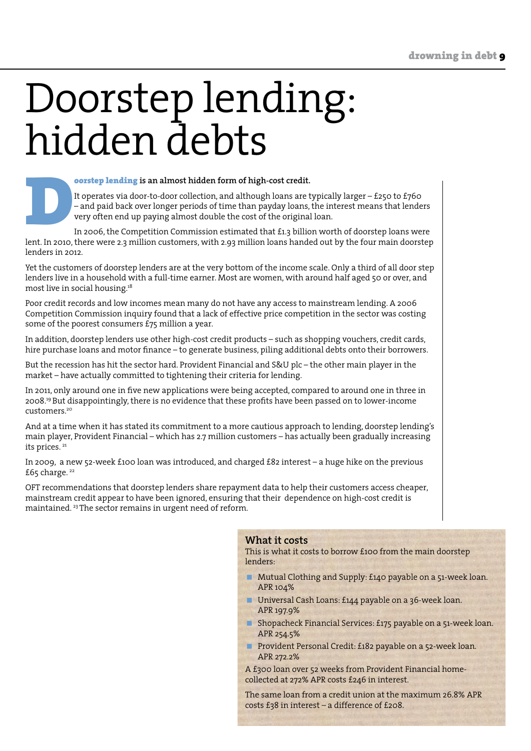# Doorstep lending: hidden debts

**Doorstep lending is an almost hidden form of high-cost credit.**

It operates via door-to-door collection, and although loans are typically larger – £250 to £760 – and paid back over longer periods of time than payday loans, the interest means that lenders very often end up paying almost double the cost of the original loan.

In 2006, the Competition Commission estimated that £1.3 billion worth of doorstep loans were lent. In 2010, there were 2.3 million customers, with 2.93 million loans handed out by the four main doorstep lenders in 2012.

Yet the customers of doorstep lenders are at the very bottom of the income scale. Only a third of all door step lenders live in a household with a full-time earner. Most are women, with around half aged 50 or over, and most live in social housing.[18]

Poor credit records and low incomes mean many do not have any access to mainstream lending. A 2006 Competition Commission inquiry found that a lack of effective price competition in the sector was costing some of the poorest consumers £75 million a year.

In addition, doorstep lenders use other high-cost credit products – such as shopping vouchers, credit cards, hire purchase loans and motor finance – to generate business, piling additional debts onto their borrowers.

But the recession has hit the sector hard. Provident Financial and S&U plc – the other main player in the market – have actually committed to tightening their criteria for lending.

In 2011, only around one in five new applications were being accepted, compared to around one in three in 2008.[19] But disappointingly, there is no evidence that these profits have been passed on to lower-income customers.[20]

And at a time when it has stated its commitment to a more cautious approach to lending, doorstep lending's main player, Provident Financial – which has 2.7 million customers – has actually been gradually increasing its prices.[21]

In 2009, a new 52-week £100 loan was introduced, and charged £82 interest – a huge hike on the previous £65 charge.[22]

OFT recommendations that doorstep lenders share repayment data to help their customers access cheaper, mainstream credit appear to have been ignored, ensuring that their dependence on high-cost credit is maintained.[23] The sector remains in urgent need of reform.

## What it costs

This is what it costs to borrow £100 from the main doorstep lenders:

- Mutual Clothing and Supply: £140 payable on a 51-week loan. APR 104%
- Universal Cash Loans: £144 payable on a 36-week loan. APR 197.9%
- Shopacheck Financial Services: £175 payable on a 51-week loan. APR 254.5%
- Provident Personal Credit: £182 payable on a 52-week loan. APR 272.2%

A £300 loan over 52 weeks from Provident Financial home-collected at 272% APR costs £246 in interest.

The same loan from a credit union at the maximum 26.8% APR costs £38 in interest – a difference of £208.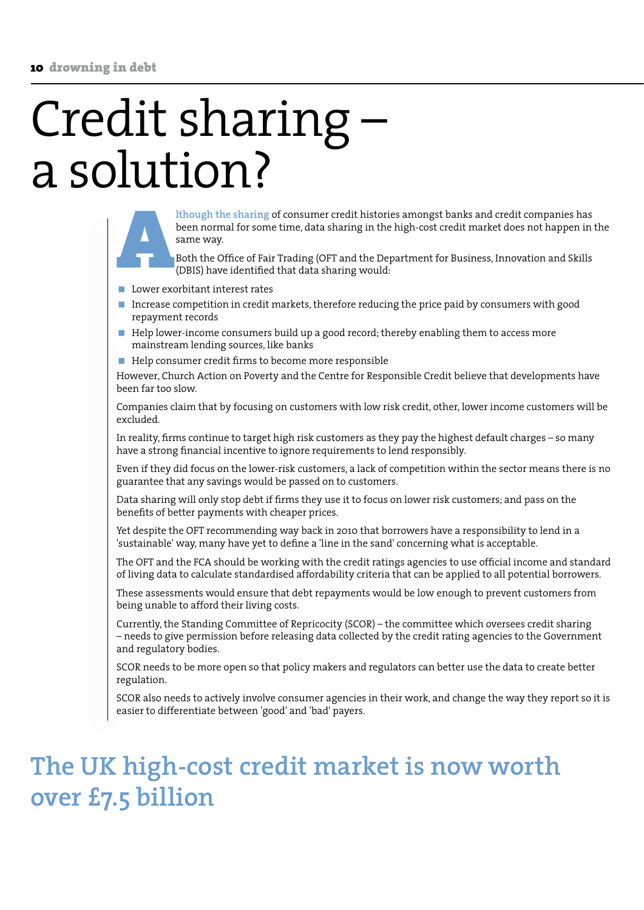# Credit sharing – a solution?

Although the sharing of consumer credit histories amongst banks and credit companies has been normal for some time, data sharing in the high-cost credit market does not happen in the same way.

Both the Office of Fair Trading (OFT and the Department for Business, Innovation and Skills (DBIS) have identified that data sharing would:

- Lower exorbitant interest rates
- Increase competition in credit markets, therefore reducing the price paid by consumers with good repayment records
- Help lower-income consumers build up a good record; thereby enabling them to access more mainstream lending sources, like banks
- Help consumer credit firms to become more responsible

However, Church Action on Poverty and the Centre for Responsible Credit believe that developments have been far too slow.

Companies claim that by focusing on customers with low risk credit, other, lower income customers will be excluded.

In reality, firms continue to target high risk customers as they pay the highest default charges – so many have a strong financial incentive to ignore requirements to lend responsibly.

Even if they did focus on the lower-risk customers, a lack of competition within the sector means there is no guarantee that any savings would be passed on to customers.

Data sharing will only stop debt if firms they use it to focus on lower risk customers; and pass on the benefits of better payments with cheaper prices.

Yet despite the OFT recommending way back in 2010 that borrowers have a responsibility to lend in a 'sustainable' way, many have yet to define a 'line in the sand' concerning what is acceptable.

The OFT and the FCA should be working with the credit ratings agencies to use official income and standard of living data to calculate standardised affordability criteria that can be applied to all potential borrowers.

These assessments would ensure that debt repayments would be low enough to prevent customers from being unable to afford their living costs.

Currently, the Standing Committee of Repricocity (SCOR) – the committee which oversees credit sharing – needs to give permission before releasing data collected by the credit rating agencies to the Government and regulatory bodies.

SCOR needs to be more open so that policy makers and regulators can better use the data to create better regulation.

SCOR also needs to actively involve consumer agencies in their work, and change the way they report so it is easier to differentiate between 'good' and 'bad' payers.

## The UK high-cost credit market is now worth over £7.5 billion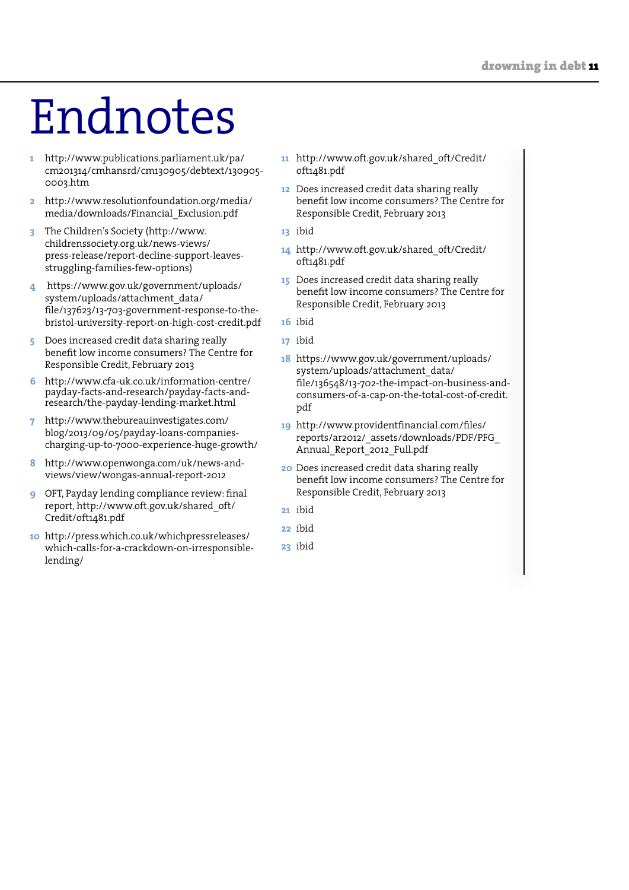# Endnotes

1. http://www.publications.parliament.uk/pa/cm201314/cmhansrd/cm130905/debtext/130905-0003.htm
2. http://www.resolutionfoundation.org/media/media/downloads/Financial_Exclusion.pdf
3. The Children's Society (http://www.childrenssociety.org.uk/news-views/press-release/report-decline-support-leaves-struggling-families-few-options)
4. https://www.gov.uk/government/uploads/system/uploads/attachment_data/file/137623/13-703-government-response-to-the-bristol-university-report-on-high-cost-credit.pdf
5. Does increased credit data sharing really benefit low income consumers? The Centre for Responsible Credit, February 2013
6. http://www.cfa-uk.co.uk/information-centre/payday-facts-and-research/payday-facts-and-research/the-payday-lending-market.html
7. http://www.thebureauinvestigates.com/blog/2013/09/05/payday-loans-companies-charging-up-to-7000-experience-huge-growth/
8. http://www.openwonga.com/uk/news-and-views/view/wongas-annual-report-2012
9. OFT, Payday lending compliance review: final report, http://www.oft.gov.uk/shared_oft/Credit/oft1481.pdf
10. http://press.which.co.uk/whichpressreleases/which-calls-for-a-crackdown-on-irresponsible-lending/
11. http://www.oft.gov.uk/shared_oft/Credit/oft1481.pdf
12. Does increased credit data sharing really benefit low income consumers? The Centre for Responsible Credit, February 2013
13. ibid
14. http://www.oft.gov.uk/shared_oft/Credit/oft1481.pdf
15. Does increased credit data sharing really benefit low income consumers? The Centre for Responsible Credit, February 2013
16. ibid
17. ibid
18. https://www.gov.uk/government/uploads/system/uploads/attachment_data/file/136548/13-702-the-impact-on-business-and-consumers-of-a-cap-on-the-total-cost-of-credit.pdf
19. http://www.providentfinancial.com/files/reports/ar2012/_assets/downloads/PDF/PFG_Annual_Report_2012_Full.pdf
20. Does increased credit data sharing really benefit low income consumers? The Centre for Responsible Credit, February 2013
21. ibid
22. ibid
23. ibid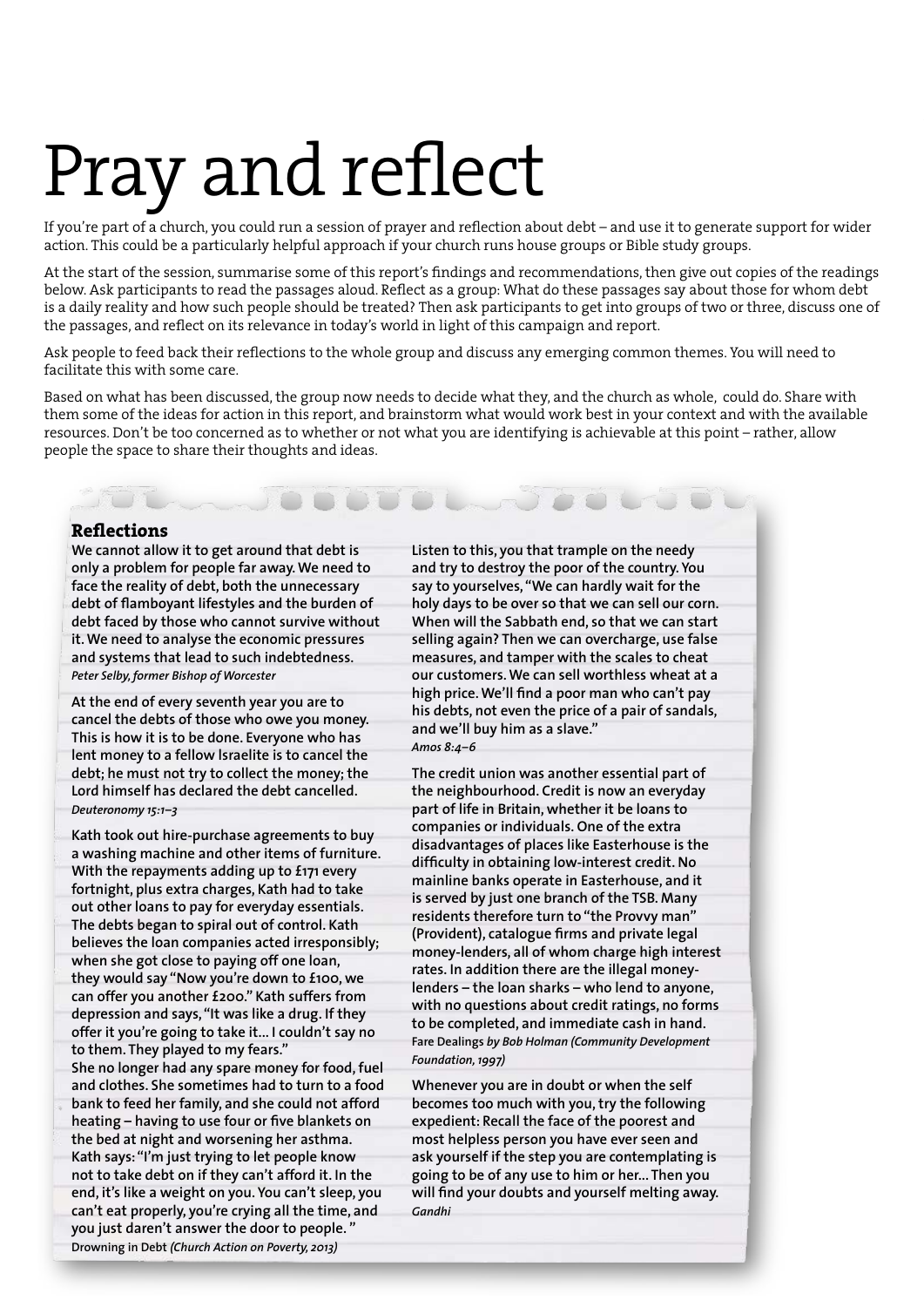# Pray and reflect

If you're part of a church, you could run a session of prayer and reflection about debt – and use it to generate support for wider action. This could be a particularly helpful approach if your church runs house groups or Bible study groups.

At the start of the session, summarise some of this report's findings and recommendations, then give out copies of the readings below. Ask participants to read the passages aloud. Reflect as a group: What do these passages say about those for whom debt is a daily reality and how such people should be treated? Then ask participants to get into groups of two or three, discuss one of the passages, and reflect on its relevance in today's world in light of this campaign and report.

Ask people to feed back their reflections to the whole group and discuss any emerging common themes. You will need to facilitate this with some care.

Based on what has been discussed, the group now needs to decide what they, and the church as whole, could do. Share with them some of the ideas for action in this report, and brainstorm what would work best in your context and with the available resources. Don't be too concerned as to whether or not what you are identifying is achievable at this point – rather, allow people the space to share their thoughts and ideas.

## Reflections

We cannot allow it to get around that debt is only a problem for people far away. We need to face the reality of debt, both the unnecessary debt of flamboyant lifestyles and the burden of debt faced by those who cannot survive without it. We need to analyse the economic pressures and systems that lead to such indebtedness.
*Peter Selby, former Bishop of Worcester*

At the end of every seventh year you are to cancel the debts of those who owe you money. This is how it is to be done. Everyone who has lent money to a fellow Israelite is to cancel the debt; he must not try to collect the money; the Lord himself has declared the debt cancelled.
*Deuteronomy 15:1–3*

Kath took out hire-purchase agreements to buy a washing machine and other items of furniture. With the repayments adding up to £171 every fortnight, plus extra charges, Kath had to take out other loans to pay for everyday essentials. The debts began to spiral out of control. Kath believes the loan companies acted irresponsibly; when she got close to paying off one loan, they would say "Now you're down to £100, we can offer you another £200." Kath suffers from depression and says, "It was like a drug. If they offer it you're going to take it… I couldn't say no to them. They played to my fears."
She no longer had any spare money for food, fuel and clothes. She sometimes had to turn to a food bank to feed her family, and she could not afford heating – having to use four or five blankets on the bed at night and worsening her asthma. Kath says: "I'm just trying to let people know not to take debt on if they can't afford it. In the end, it's like a weight on you. You can't sleep, you can't eat properly, you're crying all the time, and you just daren't answer the door to people."
Drowning in Debt *(Church Action on Poverty, 2013)*

Listen to this, you that trample on the needy and try to destroy the poor of the country. You say to yourselves, "We can hardly wait for the holy days to be over so that we can sell our corn. When will the Sabbath end, so that we can start selling again? Then we can overcharge, use false measures, and tamper with the scales to cheat our customers. We can sell worthless wheat at a high price. We'll find a poor man who can't pay his debts, not even the price of a pair of sandals, and we'll buy him as a slave."
*Amos 8:4–6*

The credit union was another essential part of the neighbourhood. Credit is now an everyday part of life in Britain, whether it be loans to companies or individuals. One of the extra disadvantages of places like Easterhouse is the difficulty in obtaining low-interest credit. No mainline banks operate in Easterhouse, and it is served by just one branch of the TSB. Many residents therefore turn to "the Provvy man" (Provident), catalogue firms and private legal money-lenders, all of whom charge high interest rates. In addition there are the illegal money-lenders – the loan sharks – who lend to anyone, with no questions about credit ratings, no forms to be completed, and immediate cash in hand.
Fare Dealings *by Bob Holman (Community Development Foundation, 1997)*

Whenever you are in doubt or when the self becomes too much with you, try the following expedient: Recall the face of the poorest and most helpless person you have ever seen and ask yourself if the step you are contemplating is going to be of any use to him or her… Then you will find your doubts and yourself melting away.
*Gandhi*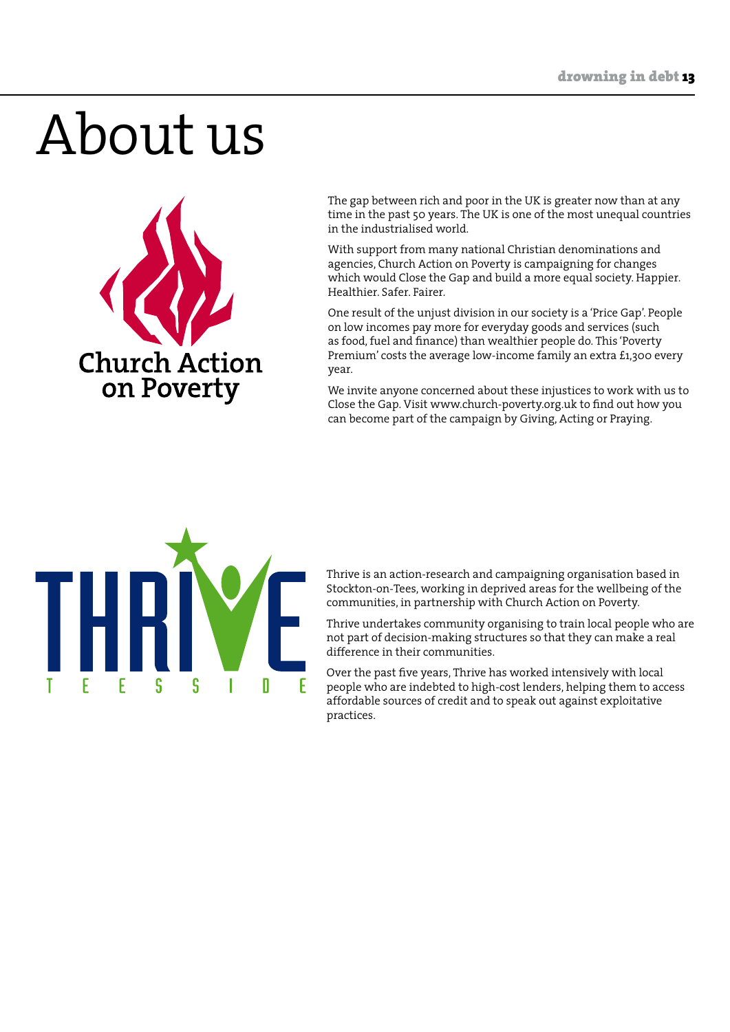# About us

The gap between rich and poor in the UK is greater now than at any time in the past 50 years. The UK is one of the most unequal countries in the industrialised world.

With support from many national Christian denominations and agencies, Church Action on Poverty is campaigning for changes which would Close the Gap and build a more equal society. Happier. Healthier. Safer. Fairer.

One result of the unjust division in our society is a 'Price Gap'. People on low incomes pay more for everyday goods and services (such as food, fuel and finance) than wealthier people do. This 'Poverty Premium' costs the average low-income family an extra £1,300 every year.

We invite anyone concerned about these injustices to work with us to Close the Gap. Visit www.church-poverty.org.uk to find out how you can become part of the campaign by Giving, Acting or Praying.

Thrive is an action-research and campaigning organisation based in Stockton-on-Tees, working in deprived areas for the wellbeing of the communities, in partnership with Church Action on Poverty.

Thrive undertakes community organising to train local people who are not part of decision-making structures so that they can make a real difference in their communities.

Over the past five years, Thrive has worked intensively with local people who are indebted to high-cost lenders, helping them to access affordable sources of credit and to speak out against exploitative practices.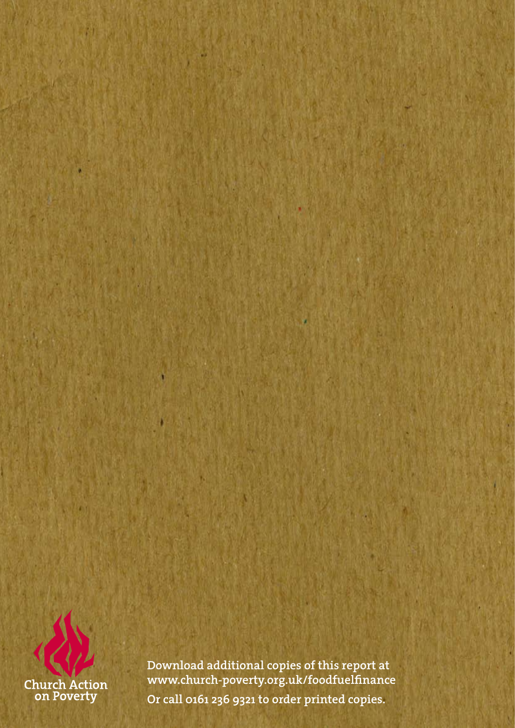Church Action on Poverty

Download additional copies of this report at www.church-poverty.org.uk/foodfuelfinance

Or call 0161 236 9321 to order printed copies.